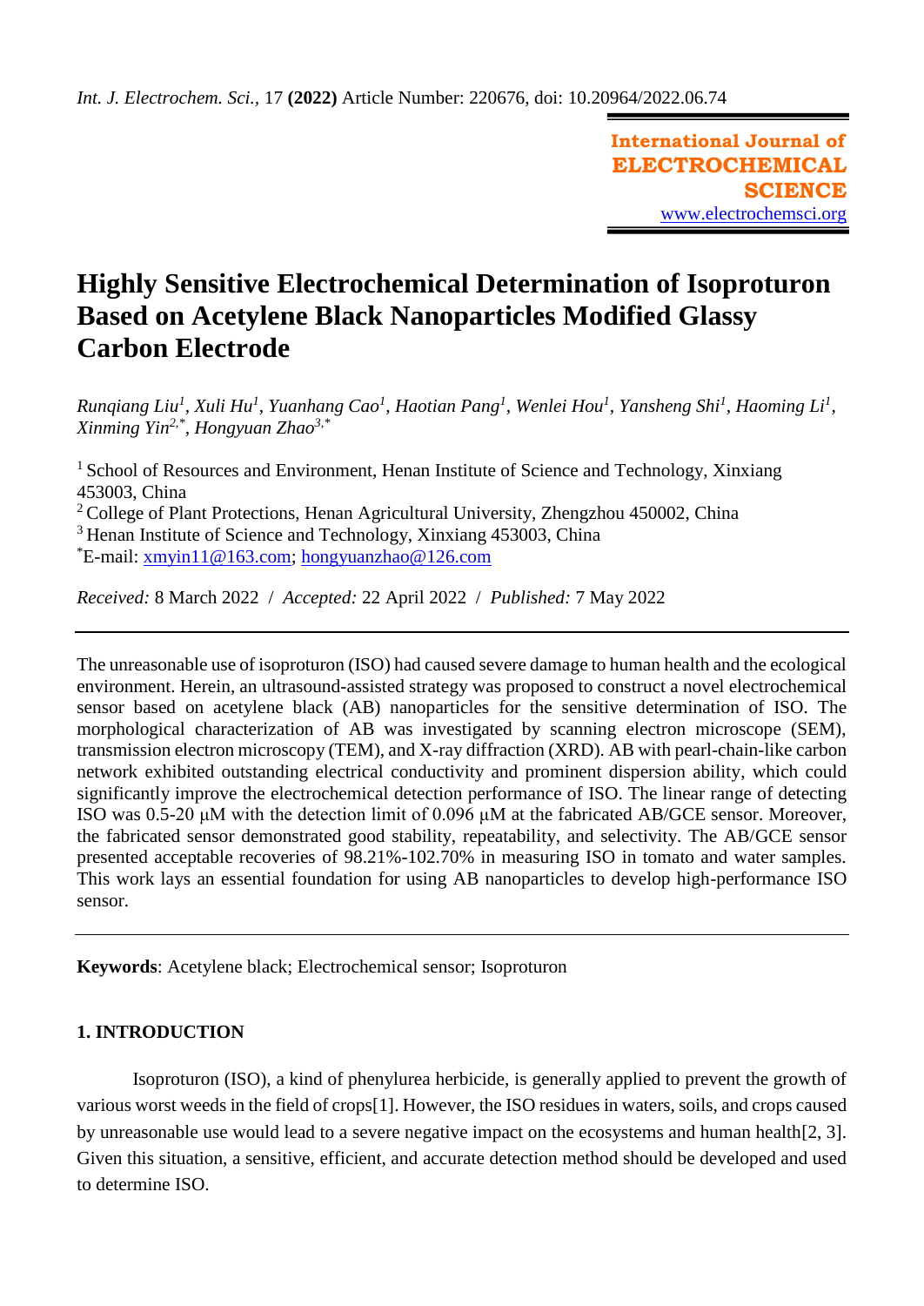Int. J. Electrochem. Sci., 17 **(2022)** Article Number: 220676, doi: 10.20964/2022.06.74

**International Journal of ELECTROCHEMICAL SCIENCE**
www.electrochemsci.org

# Highly Sensitive Electrochemical Determination of Isoproturon Based on Acetylene Black Nanoparticles Modified Glassy Carbon Electrode

*Runqiang Liu[1], Xuli Hu[1], Yuanhang Cao[1], Haotian Pang[1], Wenlei Hou[1], Yansheng Shi[1], Haoming Li[1], Xinming Yin[2,*], Hongyuan Zhao[3,*]*

[1] School of Resources and Environment, Henan Institute of Science and Technology, Xinxiang 453003, China
[2] College of Plant Protections, Henan Agricultural University, Zhengzhou 450002, China
[3] Henan Institute of Science and Technology, Xinxiang 453003, China
[*]E-mail: xmyin11@163.com; hongyuanzhao@126.com

*Received:* 8 March 2022 / *Accepted:* 22 April 2022 / *Published:* 7 May 2022

The unreasonable use of isoproturon (ISO) had caused severe damage to human health and the ecological environment. Herein, an ultrasound-assisted strategy was proposed to construct a novel electrochemical sensor based on acetylene black (AB) nanoparticles for the sensitive determination of ISO. The morphological characterization of AB was investigated by scanning electron microscope (SEM), transmission electron microscopy (TEM), and X-ray diffraction (XRD). AB with pearl-chain-like carbon network exhibited outstanding electrical conductivity and prominent dispersion ability, which could significantly improve the electrochemical detection performance of ISO. The linear range of detecting ISO was 0.5-20 μM with the detection limit of 0.096 μM at the fabricated AB/GCE sensor. Moreover, the fabricated sensor demonstrated good stability, repeatability, and selectivity. The AB/GCE sensor presented acceptable recoveries of 98.21%-102.70% in measuring ISO in tomato and water samples. This work lays an essential foundation for using AB nanoparticles to develop high-performance ISO sensor.

**Keywords**: Acetylene black; Electrochemical sensor; Isoproturon

## 1. INTRODUCTION

Isoproturon (ISO), a kind of phenylurea herbicide, is generally applied to prevent the growth of various worst weeds in the field of crops[1]. However, the ISO residues in waters, soils, and crops caused by unreasonable use would lead to a severe negative impact on the ecosystems and human health[2, 3]. Given this situation, a sensitive, efficient, and accurate detection method should be developed and used to determine ISO.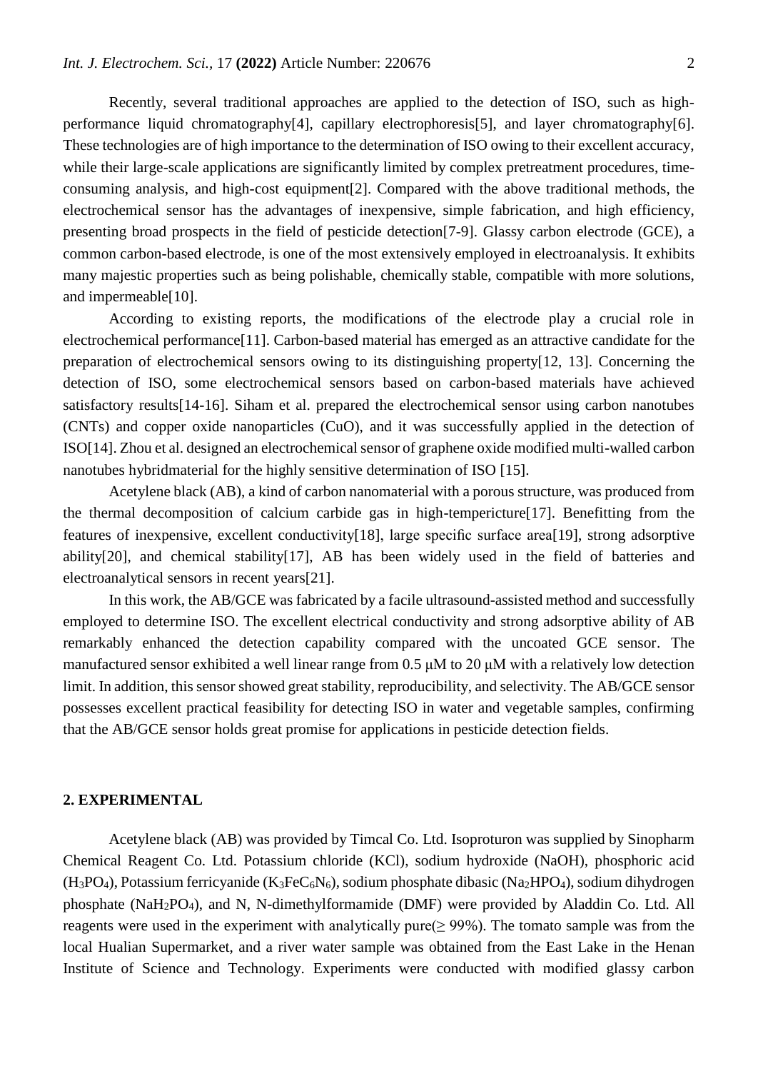Recently, several traditional approaches are applied to the detection of ISO, such as high-performance liquid chromatography[4], capillary electrophoresis[5], and layer chromatography[6]. These technologies are of high importance to the determination of ISO owing to their excellent accuracy, while their large-scale applications are significantly limited by complex pretreatment procedures, time-consuming analysis, and high-cost equipment[2]. Compared with the above traditional methods, the electrochemical sensor has the advantages of inexpensive, simple fabrication, and high efficiency, presenting broad prospects in the field of pesticide detection[7-9]. Glassy carbon electrode (GCE), a common carbon-based electrode, is one of the most extensively employed in electroanalysis. It exhibits many majestic properties such as being polishable, chemically stable, compatible with more solutions, and impermeable[10].

According to existing reports, the modifications of the electrode play a crucial role in electrochemical performance[11]. Carbon-based material has emerged as an attractive candidate for the preparation of electrochemical sensors owing to its distinguishing property[12, 13]. Concerning the detection of ISO, some electrochemical sensors based on carbon-based materials have achieved satisfactory results[14-16]. Siham et al. prepared the electrochemical sensor using carbon nanotubes (CNTs) and copper oxide nanoparticles (CuO), and it was successfully applied in the detection of ISO[14]. Zhou et al. designed an electrochemical sensor of graphene oxide modified multi-walled carbon nanotubes hybridmaterial for the highly sensitive determination of ISO [15].

Acetylene black (AB), a kind of carbon nanomaterial with a porous structure, was produced from the thermal decomposition of calcium carbide gas in high-tempericture[17]. Benefitting from the features of inexpensive, excellent conductivity[18], large specific surface area[19], strong adsorptive ability[20], and chemical stability[17], AB has been widely used in the field of batteries and electroanalytical sensors in recent years[21].

In this work, the AB/GCE was fabricated by a facile ultrasound-assisted method and successfully employed to determine ISO. The excellent electrical conductivity and strong adsorptive ability of AB remarkably enhanced the detection capability compared with the uncoated GCE sensor. The manufactured sensor exhibited a well linear range from 0.5 μM to 20 μM with a relatively low detection limit. In addition, this sensor showed great stability, reproducibility, and selectivity. The AB/GCE sensor possesses excellent practical feasibility for detecting ISO in water and vegetable samples, confirming that the AB/GCE sensor holds great promise for applications in pesticide detection fields.

## 2. EXPERIMENTAL

Acetylene black (AB) was provided by Timcal Co. Ltd. Isoproturon was supplied by Sinopharm Chemical Reagent Co. Ltd. Potassium chloride (KCl), sodium hydroxide (NaOH), phosphoric acid ($H_3PO_4$), Potassium ferricyanide ($K_3FeC_6N_6$), sodium phosphate dibasic ($Na_2HPO_4$), sodium dihydrogen phosphate ($NaH_2PO_4$), and N, N-dimethylformamide (DMF) were provided by Aladdin Co. Ltd. All reagents were used in the experiment with analytically pure($\geq$ 99%). The tomato sample was from the local Hualian Supermarket, and a river water sample was obtained from the East Lake in the Henan Institute of Science and Technology. Experiments were conducted with modified glassy carbon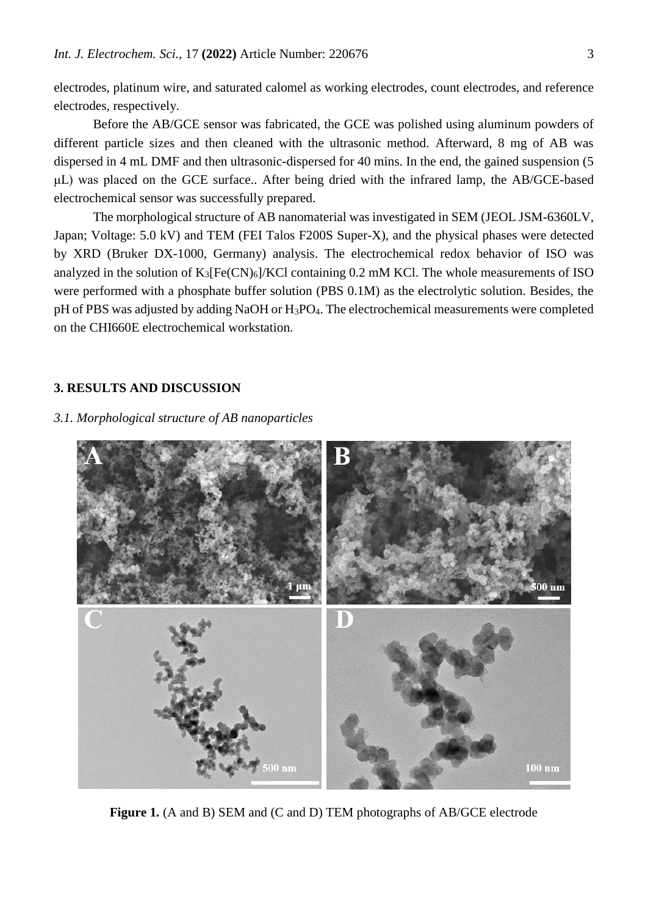electrodes, platinum wire, and saturated calomel as working electrodes, count electrodes, and reference electrodes, respectively.

Before the AB/GCE sensor was fabricated, the GCE was polished using aluminum powders of different particle sizes and then cleaned with the ultrasonic method. Afterward, 8 mg of AB was dispersed in 4 mL DMF and then ultrasonic-dispersed for 40 mins. In the end, the gained suspension (5 μL) was placed on the GCE surface.. After being dried with the infrared lamp, the AB/GCE-based electrochemical sensor was successfully prepared.

The morphological structure of AB nanomaterial was investigated in SEM (JEOL JSM-6360LV, Japan; Voltage: 5.0 kV) and TEM (FEI Talos F200S Super-X), and the physical phases were detected by XRD (Bruker DX-1000, Germany) analysis. The electrochemical redox behavior of ISO was analyzed in the solution of $K_3[Fe(CN)_6]$/KCl containing 0.2 mM KCl. The whole measurements of ISO were performed with a phosphate buffer solution (PBS 0.1M) as the electrolytic solution. Besides, the pH of PBS was adjusted by adding NaOH or $H_3PO_4$. The electrochemical measurements were completed on the CHI660E electrochemical workstation.

## 3. RESULTS AND DISCUSSION

### *3.1. Morphological structure of AB nanoparticles*

**Figure 1.** (A and B) SEM and (C and D) TEM photographs of AB/GCE electrode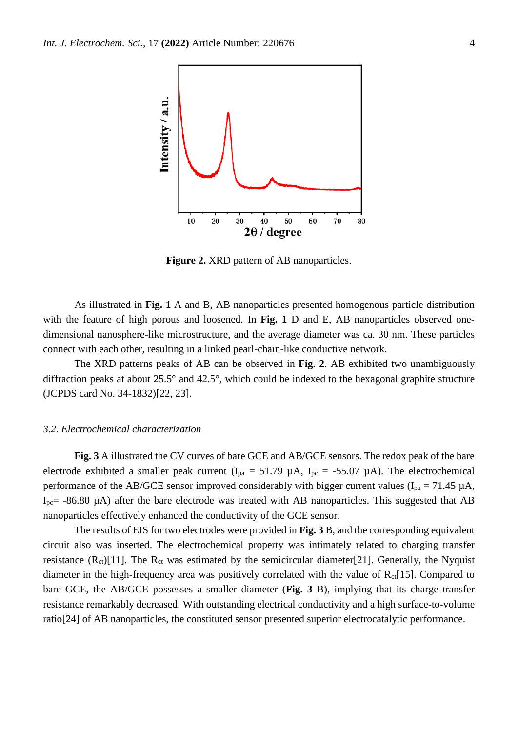**Figure 2.** XRD pattern of AB nanoparticles.

As illustrated in **Fig. 1** A and B, AB nanoparticles presented homogenous particle distribution with the feature of high porous and loosened. In **Fig. 1** D and E, AB nanoparticles observed one-dimensional nanosphere-like microstructure, and the average diameter was ca. 30 nm. These particles connect with each other, resulting in a linked pearl-chain-like conductive network.

The XRD patterns peaks of AB can be observed in **Fig. 2**. AB exhibited two unambiguously diffraction peaks at about 25.5° and 42.5°, which could be indexed to the hexagonal graphite structure (JCPDS card No. 34-1832)[22, 23].

### *3.2. Electrochemical characterization*

**Fig. 3** A illustrated the CV curves of bare GCE and AB/GCE sensors. The redox peak of the bare electrode exhibited a smaller peak current ($I_{pa}$ = 51.79 µA, $I_{pc}$ = -55.07 µA). The electrochemical performance of the AB/GCE sensor improved considerably with bigger current values ($I_{pa}$ = 71.45 µA, $I_{pc}$= -86.80 µA) after the bare electrode was treated with AB nanoparticles. This suggested that AB nanoparticles effectively enhanced the conductivity of the GCE sensor.

The results of EIS for two electrodes were provided in **Fig. 3** B, and the corresponding equivalent circuit also was inserted. The electrochemical property was intimately related to charging transfer resistance ($R_{ct}$)[11]. The $R_{ct}$ was estimated by the semicircular diameter[21]. Generally, the Nyquist diameter in the high-frequency area was positively correlated with the value of $R_{ct}$[15]. Compared to bare GCE, the AB/GCE possesses a smaller diameter (**Fig. 3** B), implying that its charge transfer resistance remarkably decreased. With outstanding electrical conductivity and a high surface-to-volume ratio[24] of AB nanoparticles, the constituted sensor presented superior electrocatalytic performance.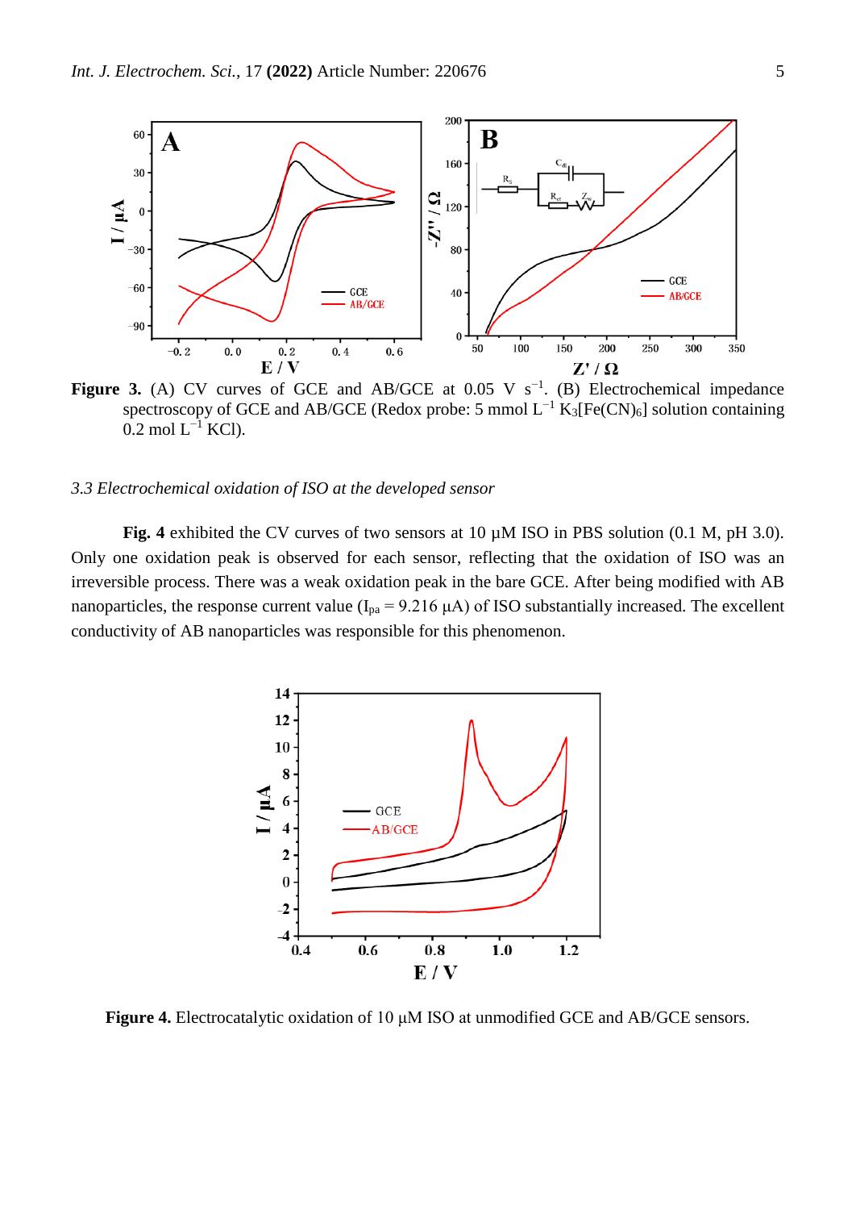**Figure 3.** (A) CV curves of GCE and AB/GCE at 0.05 V $s^{-1}$. (B) Electrochemical impedance spectroscopy of GCE and AB/GCE (Redox probe: 5 mmol $L^{-1}$ $K_3[Fe(CN)_6]$ solution containing 0.2 mol $L^{-1}$ KCl).

### *3.3 Electrochemical oxidation of ISO at the developed sensor*

**Fig. 4** exhibited the CV curves of two sensors at 10 μM ISO in PBS solution (0.1 M, pH 3.0). Only one oxidation peak is observed for each sensor, reflecting that the oxidation of ISO was an irreversible process. There was a weak oxidation peak in the bare GCE. After being modified with AB nanoparticles, the response current value ($I_{pa}$ = 9.216 μA) of ISO substantially increased. The excellent conductivity of AB nanoparticles was responsible for this phenomenon.

**Figure 4.** Electrocatalytic oxidation of 10 μM ISO at unmodified GCE and AB/GCE sensors.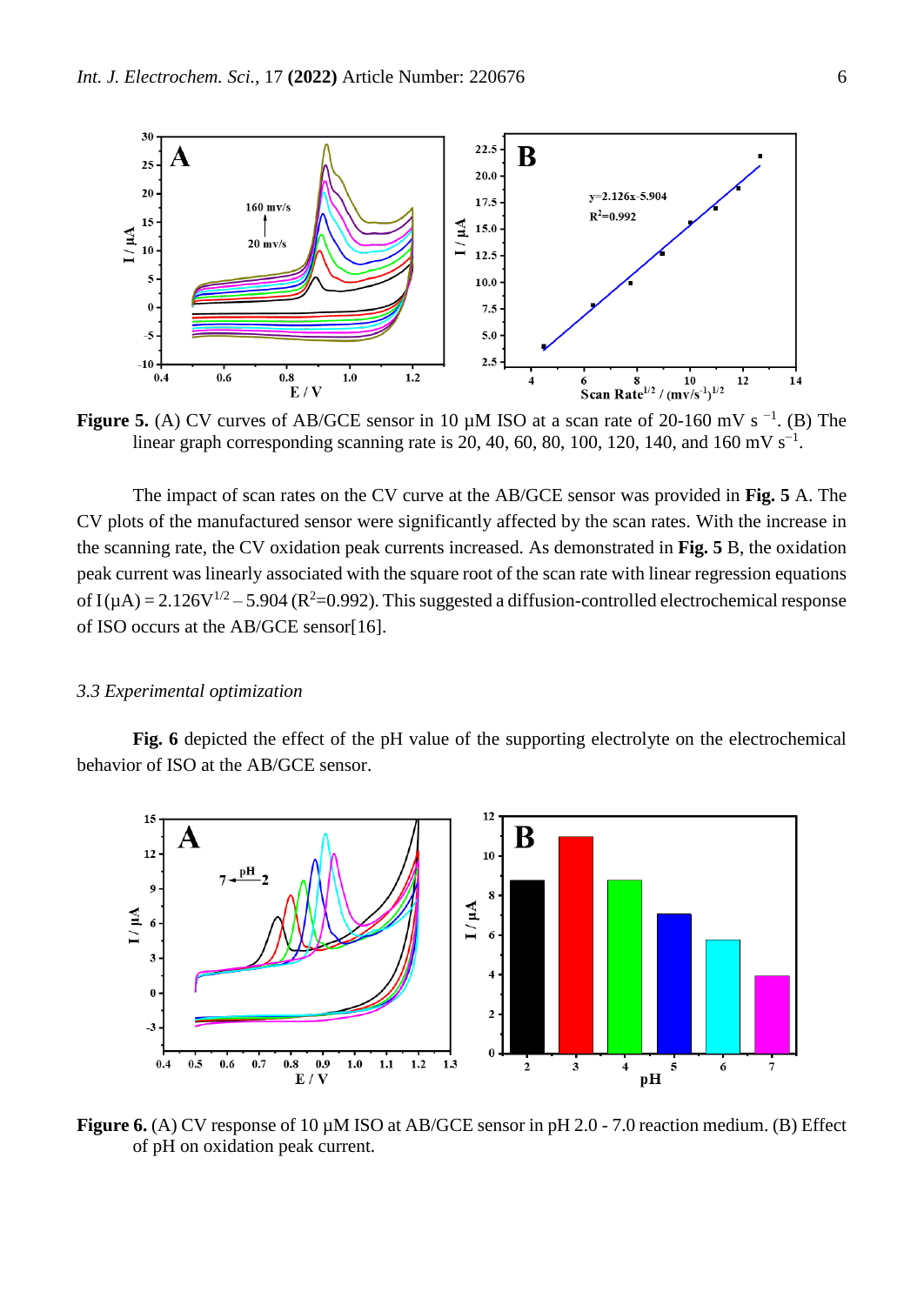**Figure 5.** (A) CV curves of AB/GCE sensor in 10 µM ISO at a scan rate of 20-160 mV s $^{-1}$. (B) The linear graph corresponding scanning rate is 20, 40, 60, 80, 100, 120, 140, and 160 mV s$^{-1}$.

The impact of scan rates on the CV curve at the AB/GCE sensor was provided in **Fig. 5** A. The CV plots of the manufactured sensor were significantly affected by the scan rates. With the increase in the scanning rate, the CV oxidation peak currents increased. As demonstrated in **Fig. 5** B, the oxidation peak current was linearly associated with the square root of the scan rate with linear regression equations of I (µA) = $2.126V^{1/2} - 5.904$ ($R^2$=0.992). This suggested a diffusion-controlled electrochemical response of ISO occurs at the AB/GCE sensor[16].

### *3.3 Experimental optimization*

**Fig. 6** depicted the effect of the pH value of the supporting electrolyte on the electrochemical behavior of ISO at the AB/GCE sensor.

**Figure 6.** (A) CV response of 10 µM ISO at AB/GCE sensor in pH 2.0 - 7.0 reaction medium. (B) Effect of pH on oxidation peak current.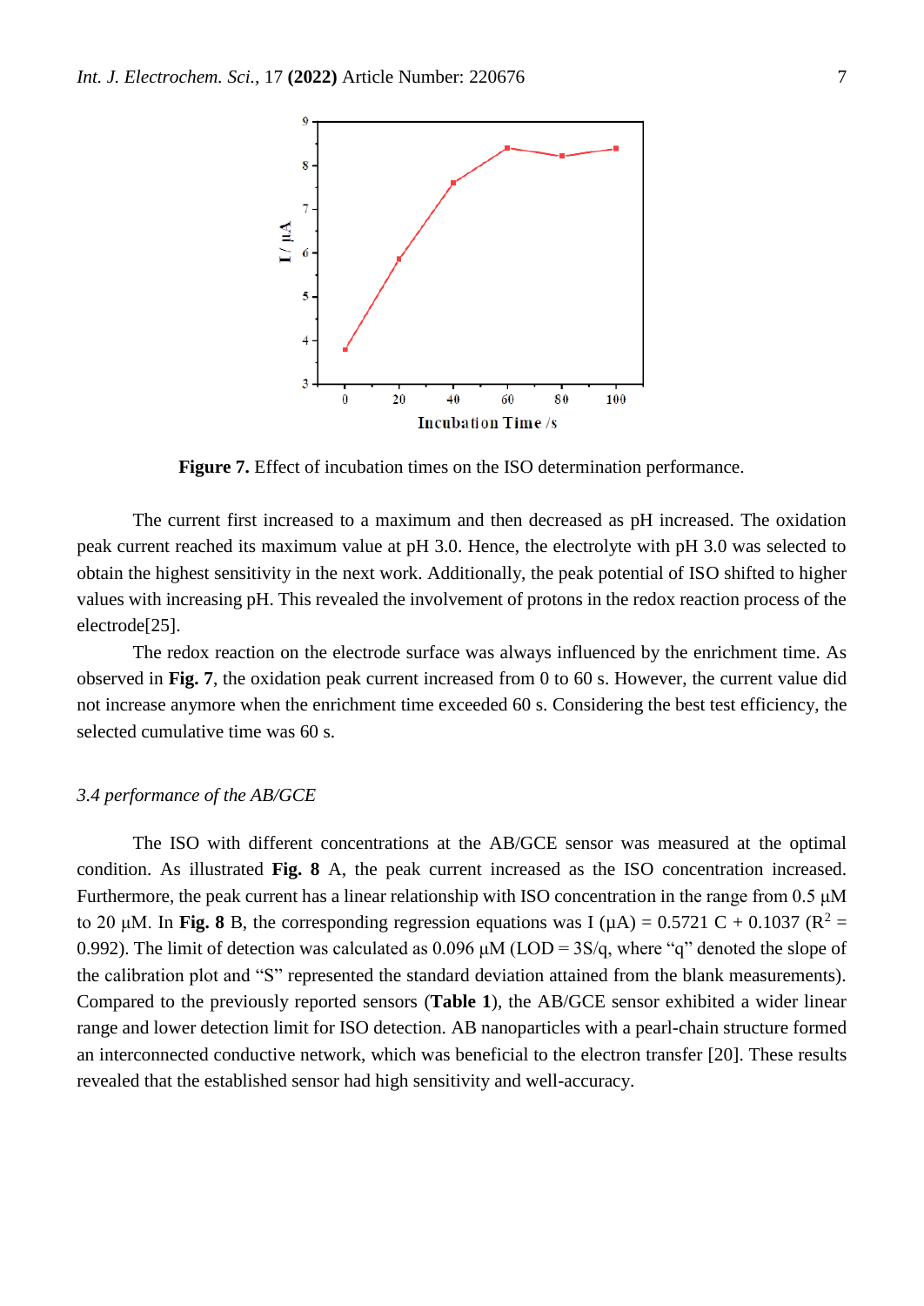**Figure 7.** Effect of incubation times on the ISO determination performance.

The current first increased to a maximum and then decreased as pH increased. The oxidation peak current reached its maximum value at pH 3.0. Hence, the electrolyte with pH 3.0 was selected to obtain the highest sensitivity in the next work. Additionally, the peak potential of ISO shifted to higher values with increasing pH. This revealed the involvement of protons in the redox reaction process of the electrode[25].

The redox reaction on the electrode surface was always influenced by the enrichment time. As observed in **Fig. 7**, the oxidation peak current increased from 0 to 60 s. However, the current value did not increase anymore when the enrichment time exceeded 60 s. Considering the best test efficiency, the selected cumulative time was 60 s.

*3.4 performance of the AB/GCE*

The ISO with different concentrations at the AB/GCE sensor was measured at the optimal condition. As illustrated **Fig. 8** A, the peak current increased as the ISO concentration increased. Furthermore, the peak current has a linear relationship with ISO concentration in the range from 0.5 μM to 20 μM. In **Fig. 8** B, the corresponding regression equations was I (μA) = 0.5721 C + 0.1037 ($R^2$ = 0.992). The limit of detection was calculated as 0.096 μM (LOD = 3S/q, where "q" denoted the slope of the calibration plot and "S" represented the standard deviation attained from the blank measurements). Compared to the previously reported sensors (**Table 1**), the AB/GCE sensor exhibited a wider linear range and lower detection limit for ISO detection. AB nanoparticles with a pearl-chain structure formed an interconnected conductive network, which was beneficial to the electron transfer [20]. These results revealed that the established sensor had high sensitivity and well-accuracy.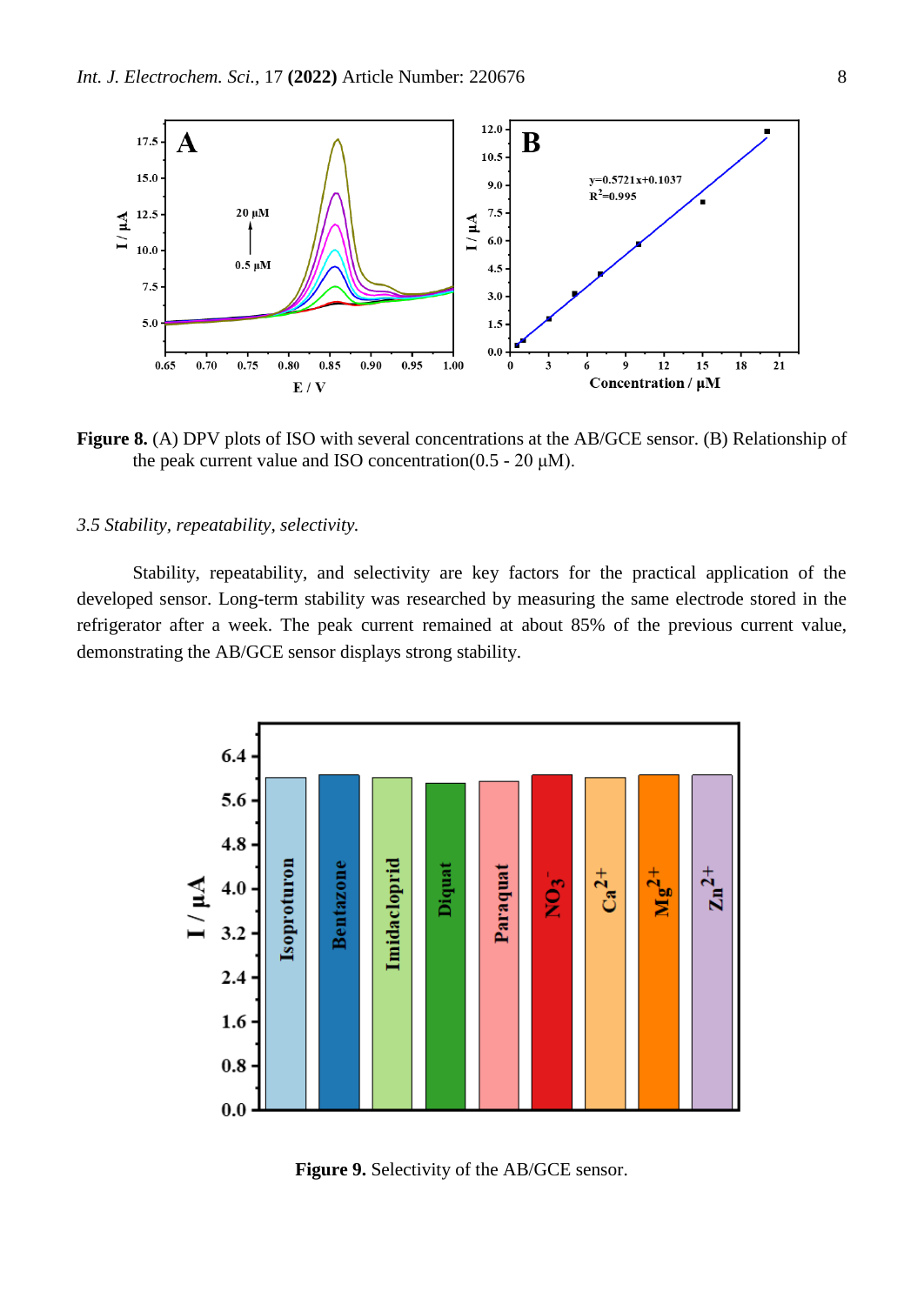**Figure 8.** (A) DPV plots of ISO with several concentrations at the AB/GCE sensor. (B) Relationship of the peak current value and ISO concentration(0.5 - 20 μM).

*3.5 Stability, repeatability, selectivity.*

Stability, repeatability, and selectivity are key factors for the practical application of the developed sensor. Long-term stability was researched by measuring the same electrode stored in the refrigerator after a week. The peak current remained at about 85% of the previous current value, demonstrating the AB/GCE sensor displays strong stability.

**Figure 9.** Selectivity of the AB/GCE sensor.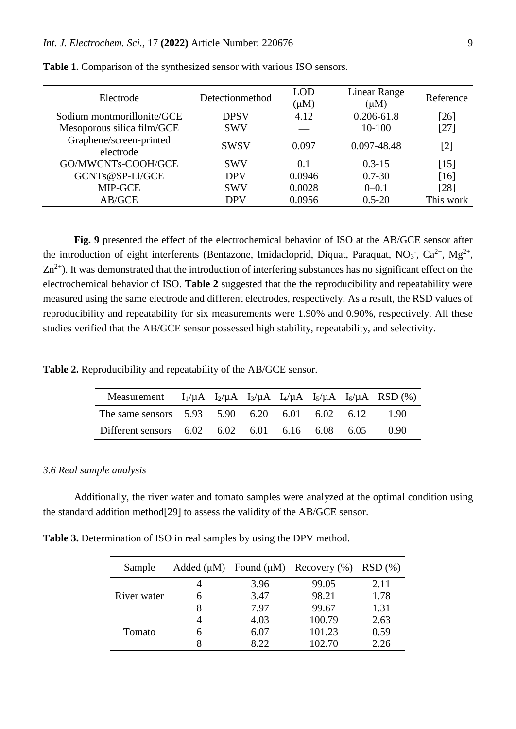**Table 1.** Comparison of the synthesized sensor with various ISO sensors.

| Electrode | Detectionmethod | LOD (μM) | Linear Range (μM) | Reference |
|---|---|---|---|---|
| Sodium montmorillonite/GCE | DPSV | 4.12 | 0.206-61.8 | [26] |
| Mesoporous silica film/GCE | SWV | — | 10-100 | [27] |
| Graphene/screen-printed electrode | SWSV | 0.097 | 0.097-48.48 | [2] |
| GO/MWCNTs-COOH/GCE | SWV | 0.1 | 0.3-15 | [15] |
| GCNTs@SP-Li/GCE | DPV | 0.0946 | 0.7-30 | [16] |
| MIP-GCE | SWV | 0.0028 | 0–0.1 | [28] |
| AB/GCE | DPV | 0.0956 | 0.5-20 | This work |

**Fig. 9** presented the effect of the electrochemical behavior of ISO at the AB/GCE sensor after the introduction of eight interferents (Bentazone, Imidacloprid, Diquat, Paraquat, $NO_3^-$, $Ca^{2+}$, $Mg^{2+}$, $Zn^{2+}$). It was demonstrated that the introduction of interfering substances has no significant effect on the electrochemical behavior of ISO. **Table 2** suggested that the the reproducibility and repeatability were measured using the same electrode and different electrodes, respectively. As a result, the RSD values of reproducibility and repeatability for six measurements were 1.90% and 0.90%, respectively. All these studies verified that the AB/GCE sensor possessed high stability, repeatability, and selectivity.

**Table 2.** Reproducibility and repeatability of the AB/GCE sensor.

| Measurement | $I_1$/μA | $I_2$/μA | $I_3$/μA | $I_4$/μA | $I_5$/μA | $I_6$/μA | RSD (%) |
|---|---|---|---|---|---|---|---|
| The same sensors | 5.93 | 5.90 | 6.20 | 6.01 | 6.02 | 6.12 | 1.90 |
| Different sensors | 6.02 | 6.02 | 6.01 | 6.16 | 6.08 | 6.05 | 0.90 |

### *3.6 Real sample analysis*

Additionally, the river water and tomato samples were analyzed at the optimal condition using the standard addition method[29] to assess the validity of the AB/GCE sensor.

**Table 3.** Determination of ISO in real samples by using the DPV method.

| Sample | Added (μM) | Found (μM) | Recovery (%) | RSD (%) |
|---|---|---|---|---|
| River water | 4 | 3.96 | 99.05 | 2.11 |
| | 6 | 3.47 | 98.21 | 1.78 |
| | 8 | 7.97 | 99.67 | 1.31 |
| Tomato | 4 | 4.03 | 100.79 | 2.63 |
| | 6 | 6.07 | 101.23 | 0.59 |
| | 8 | 8.22 | 102.70 | 2.26 |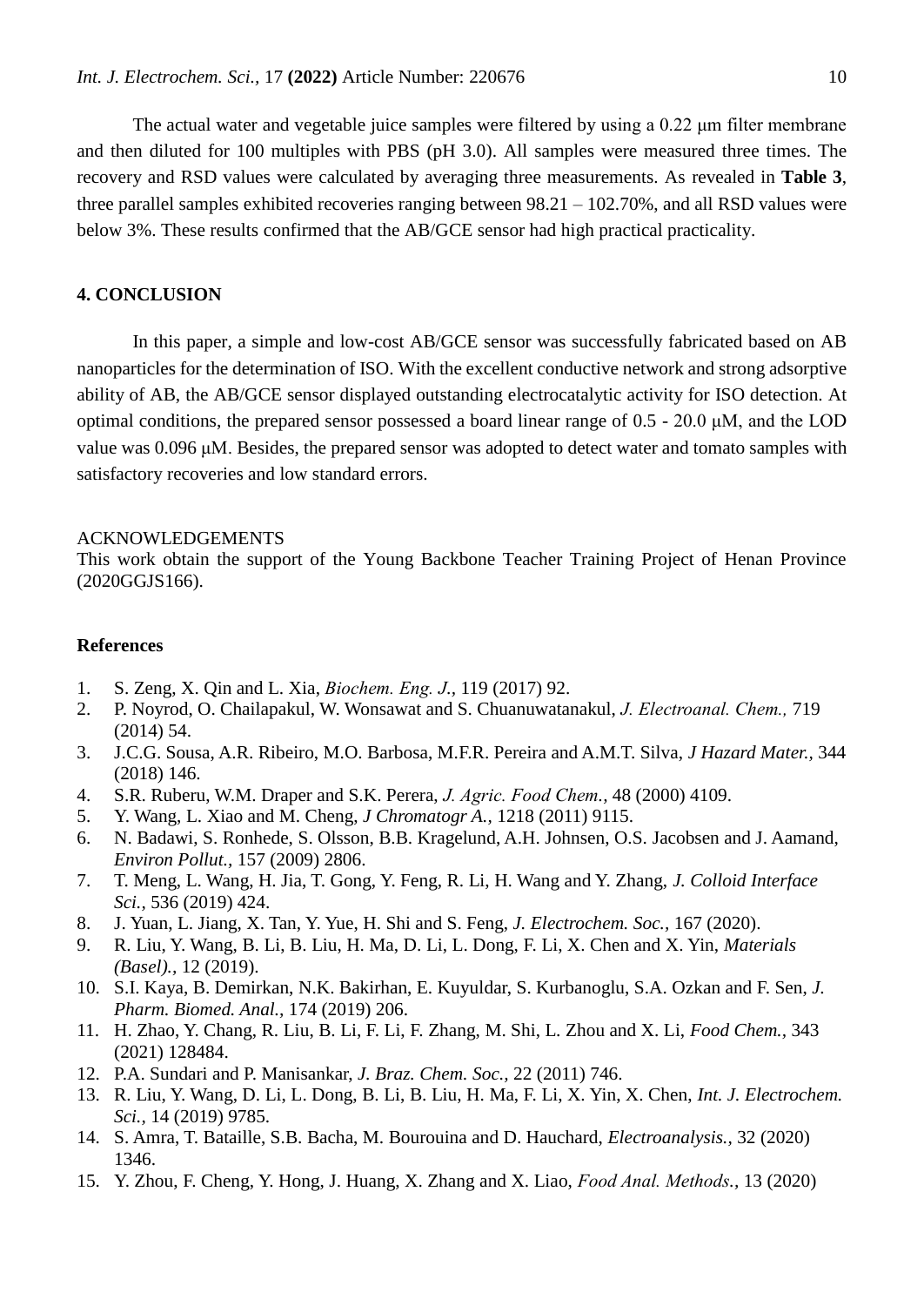The actual water and vegetable juice samples were filtered by using a 0.22 μm filter membrane and then diluted for 100 multiples with PBS (pH 3.0). All samples were measured three times. The recovery and RSD values were calculated by averaging three measurements. As revealed in **Table 3**, three parallel samples exhibited recoveries ranging between 98.21 – 102.70%, and all RSD values were below 3%. These results confirmed that the AB/GCE sensor had high practical practicality.

## 4. CONCLUSION

In this paper, a simple and low-cost AB/GCE sensor was successfully fabricated based on AB nanoparticles for the determination of ISO. With the excellent conductive network and strong adsorptive ability of AB, the AB/GCE sensor displayed outstanding electrocatalytic activity for ISO detection. At optimal conditions, the prepared sensor possessed a board linear range of 0.5 - 20.0 μM, and the LOD value was 0.096 μM. Besides, the prepared sensor was adopted to detect water and tomato samples with satisfactory recoveries and low standard errors.

ACKNOWLEDGEMENTS

This work obtain the support of the Young Backbone Teacher Training Project of Henan Province (2020GGJS166).

## References

1. S. Zeng, X. Qin and L. Xia, *Biochem. Eng. J.*, 119 (2017) 92.
2. P. Noyrod, O. Chailapakul, W. Wonsawat and S. Chuanuwatanakul, *J. Electroanal. Chem.,* 719 (2014) 54.
3. J.C.G. Sousa, A.R. Ribeiro, M.O. Barbosa, M.F.R. Pereira and A.M.T. Silva, *J Hazard Mater.,* 344 (2018) 146.
4. S.R. Ruberu, W.M. Draper and S.K. Perera, *J. Agric. Food Chem.*, 48 (2000) 4109.
5. Y. Wang, L. Xiao and M. Cheng, *J Chromatogr A.*, 1218 (2011) 9115.
6. N. Badawi, S. Ronhede, S. Olsson, B.B. Kragelund, A.H. Johnsen, O.S. Jacobsen and J. Aamand, *Environ Pollut.*, 157 (2009) 2806.
7. T. Meng, L. Wang, H. Jia, T. Gong, Y. Feng, R. Li, H. Wang and Y. Zhang, *J. Colloid Interface Sci.*, 536 (2019) 424.
8. J. Yuan, L. Jiang, X. Tan, Y. Yue, H. Shi and S. Feng, *J. Electrochem. Soc.*, 167 (2020).
9. R. Liu, Y. Wang, B. Li, B. Liu, H. Ma, D. Li, L. Dong, F. Li, X. Chen and X. Yin, *Materials (Basel).*, 12 (2019).
10. S.I. Kaya, B. Demirkan, N.K. Bakirhan, E. Kuyuldar, S. Kurbanoglu, S.A. Ozkan and F. Sen, *J. Pharm. Biomed. Anal.*, 174 (2019) 206.
11. H. Zhao, Y. Chang, R. Liu, B. Li, F. Li, F. Zhang, M. Shi, L. Zhou and X. Li, *Food Chem.*, 343 (2021) 128484.
12. P.A. Sundari and P. Manisankar, *J. Braz. Chem. Soc.*, 22 (2011) 746.
13. R. Liu, Y. Wang, D. Li, L. Dong, B. Li, B. Liu, H. Ma, F. Li, X. Yin, X. Chen, *Int. J. Electrochem. Sci.*, 14 (2019) 9785.
14. S. Amra, T. Bataille, S.B. Bacha, M. Bourouina and D. Hauchard, *Electroanalysis.*, 32 (2020) 1346.
15. Y. Zhou, F. Cheng, Y. Hong, J. Huang, X. Zhang and X. Liao, *Food Anal. Methods.*, 13 (2020)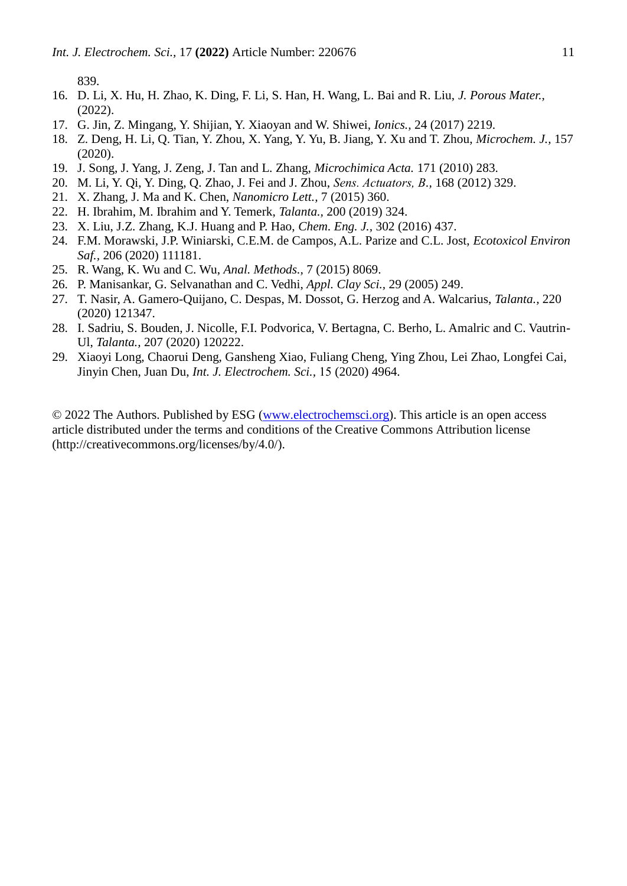839.

16. D. Li, X. Hu, H. Zhao, K. Ding, F. Li, S. Han, H. Wang, L. Bai and R. Liu, *J. Porous Mater.*, (2022).
17. G. Jin, Z. Mingang, Y. Shijian, Y. Xiaoyan and W. Shiwei, *Ionics.*, 24 (2017) 2219.
18. Z. Deng, H. Li, Q. Tian, Y. Zhou, X. Yang, Y. Yu, B. Jiang, Y. Xu and T. Zhou, *Microchem. J.*, 157 (2020).
19. J. Song, J. Yang, J. Zeng, J. Tan and L. Zhang, *Microchimica Acta.* 171 (2010) 283.
20. M. Li, Y. Qi, Y. Ding, Q. Zhao, J. Fei and J. Zhou, *Sens. Actuators, B.*, 168 (2012) 329.
21. X. Zhang, J. Ma and K. Chen, *Nanomicro Lett.*, 7 (2015) 360.
22. H. Ibrahim, M. Ibrahim and Y. Temerk, *Talanta.*, 200 (2019) 324.
23. X. Liu, J.Z. Zhang, K.J. Huang and P. Hao, *Chem. Eng. J.*, 302 (2016) 437.
24. F.M. Morawski, J.P. Winiarski, C.E.M. de Campos, A.L. Parize and C.L. Jost, *Ecotoxicol Environ Saf.*, 206 (2020) 111181.
25. R. Wang, K. Wu and C. Wu, *Anal. Methods.*, 7 (2015) 8069.
26. P. Manisankar, G. Selvanathan and C. Vedhi, *Appl. Clay Sci.*, 29 (2005) 249.
27. T. Nasir, A. Gamero-Quijano, C. Despas, M. Dossot, G. Herzog and A. Walcarius, *Talanta.*, 220 (2020) 121347.
28. I. Sadriu, S. Bouden, J. Nicolle, F.I. Podvorica, V. Bertagna, C. Berho, L. Amalric and C. Vautrin-Ul, *Talanta.*, 207 (2020) 120222.
29. Xiaoyi Long, Chaorui Deng, Gansheng Xiao, Fuliang Cheng, Ying Zhou, Lei Zhao, Longfei Cai, Jinyin Chen, Juan Du, *Int. J. Electrochem. Sci.*, 15 (2020) 4964.

© 2022 The Authors. Published by ESG (www.electrochemsci.org). This article is an open access article distributed under the terms and conditions of the Creative Commons Attribution license (http://creativecommons.org/licenses/by/4.0/).